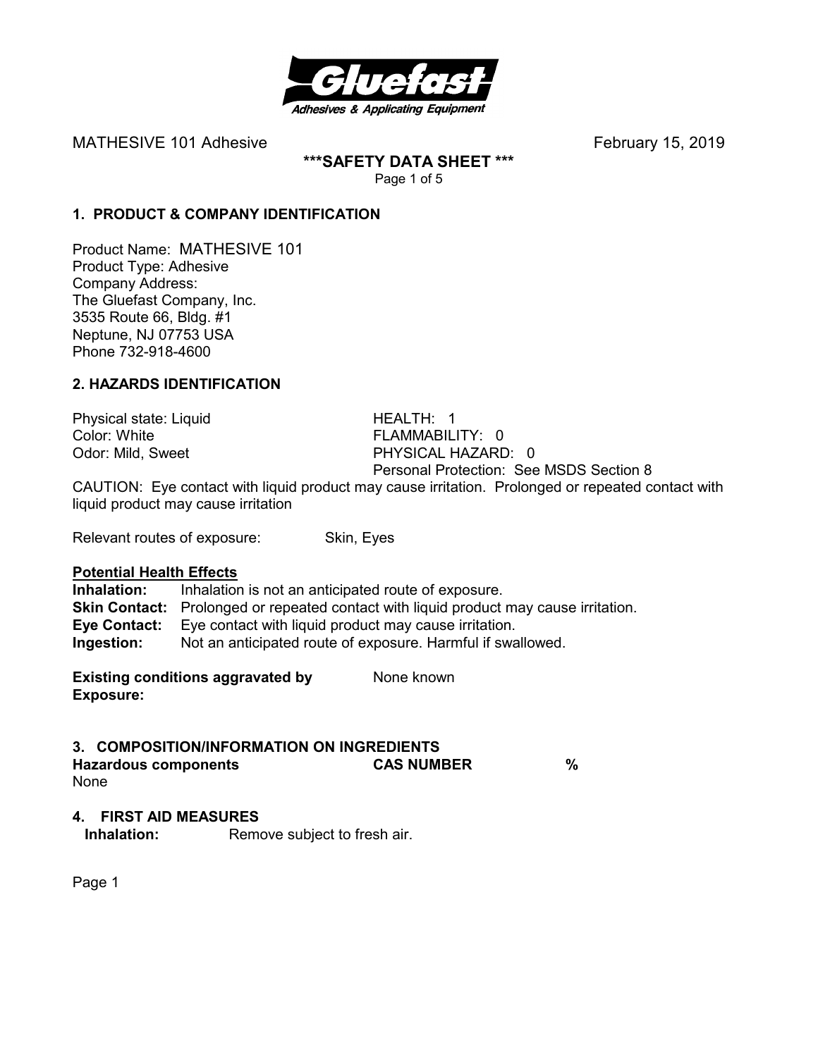MATHESIVE 101 Adhesive February 15, 2019

**\*\*\*SAFETY DATA SHEET \*\*\***

## 1. PRODUCT & COMPANY IDENTIFICATION

Product Name: MATHESIVE 101
Product Type: Adhesive
Company Address:
The Gluefast Company, Inc.
3535 Route 66, Bldg. #1
Neptune, NJ 07753 USA
Phone 732-918-4600

## 2. HAZARDS IDENTIFICATION

Physical state: Liquid
Color: White
Odor: Mild, Sweet

HEALTH: 1
FLAMMABILITY: 0
PHYSICAL HAZARD: 0
Personal Protection: See MSDS Section 8

CAUTION: Eye contact with liquid product may cause irritation. Prolonged or repeated contact with liquid product may cause irritation

Relevant routes of exposure: Skin, Eyes

**Potential Health Effects**

**Inhalation:** Inhalation is not an anticipated route of exposure.
**Skin Contact:** Prolonged or repeated contact with liquid product may cause irritation.
**Eye Contact:** Eye contact with liquid product may cause irritation.
**Ingestion:** Not an anticipated route of exposure. Harmful if swallowed.

**Existing conditions aggravated by Exposure:** None known

## 3. COMPOSITION/INFORMATION ON INGREDIENTS

| Hazardous components | CAS NUMBER | % |
|---|---|---|
| None | | |

## 4. FIRST AID MEASURES

**Inhalation:** Remove subject to fresh air.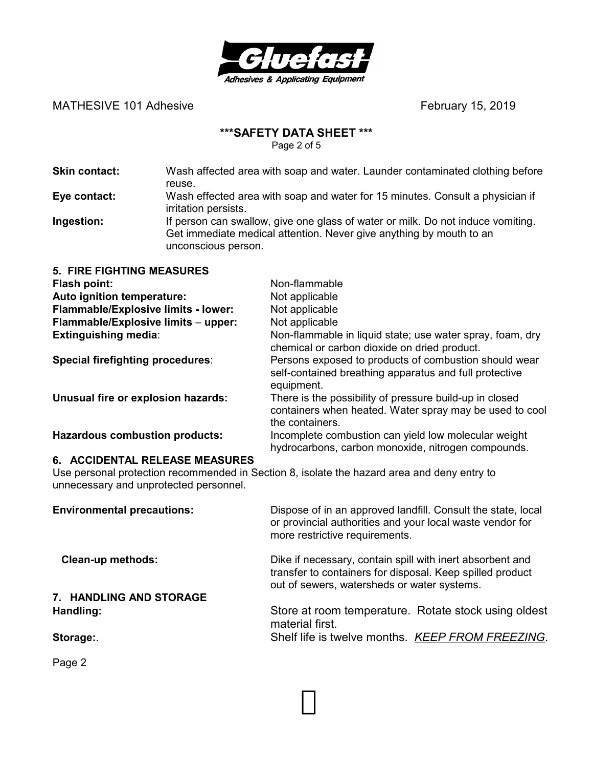**Skin contact:** Wash affected area with soap and water. Launder contaminated clothing before reuse.

**Eye contact:** Wash effected area with soap and water for 15 minutes. Consult a physician if irritation persists.

**Ingestion:** If person can swallow, give one glass of water or milk. Do not induce vomiting. Get immediate medical attention. Never give anything by mouth to an unconscious person.

## 5. FIRE FIGHTING MEASURES

| | |
|---|---|
| **Flash point:** | Non-flammable |
| **Auto ignition temperature:** | Not applicable |
| **Flammable/Explosive limits - lower:** | Not applicable |
| **Flammable/Explosive limits – upper:** | Not applicable |
| **Extinguishing media**: | Non-flammable in liquid state; use water spray, foam, dry chemical or carbon dioxide on dried product. |
| **Special firefighting procedures**: | Persons exposed to products of combustion should wear self-contained breathing apparatus and full protective equipment. |
| **Unusual fire or explosion hazards:** | There is the possibility of pressure build-up in closed containers when heated. Water spray may be used to cool the containers. |
| **Hazardous combustion products:** | Incomplete combustion can yield low molecular weight hydrocarbons, carbon monoxide, nitrogen compounds. |

## 6. ACCIDENTAL RELEASE MEASURES

Use personal protection recommended in Section 8, isolate the hazard area and deny entry to unnecessary and unprotected personnel.

| | |
|---|---|
| **Environmental precautions:** | Dispose of in an approved landfill. Consult the state, local or provincial authorities and your local waste vendor for more restrictive requirements. |
| **Clean-up methods:** | Dike if necessary, contain spill with inert absorbent and transfer to containers for disposal. Keep spilled product out of sewers, watersheds or water systems. |

## 7. HANDLING AND STORAGE

| | |
|---|---|
| **Handling:** | Store at room temperature. Rotate stock using oldest material first. |
| **Storage:**. | Shelf life is twelve months. ***KEEP FROM FREEZING***. |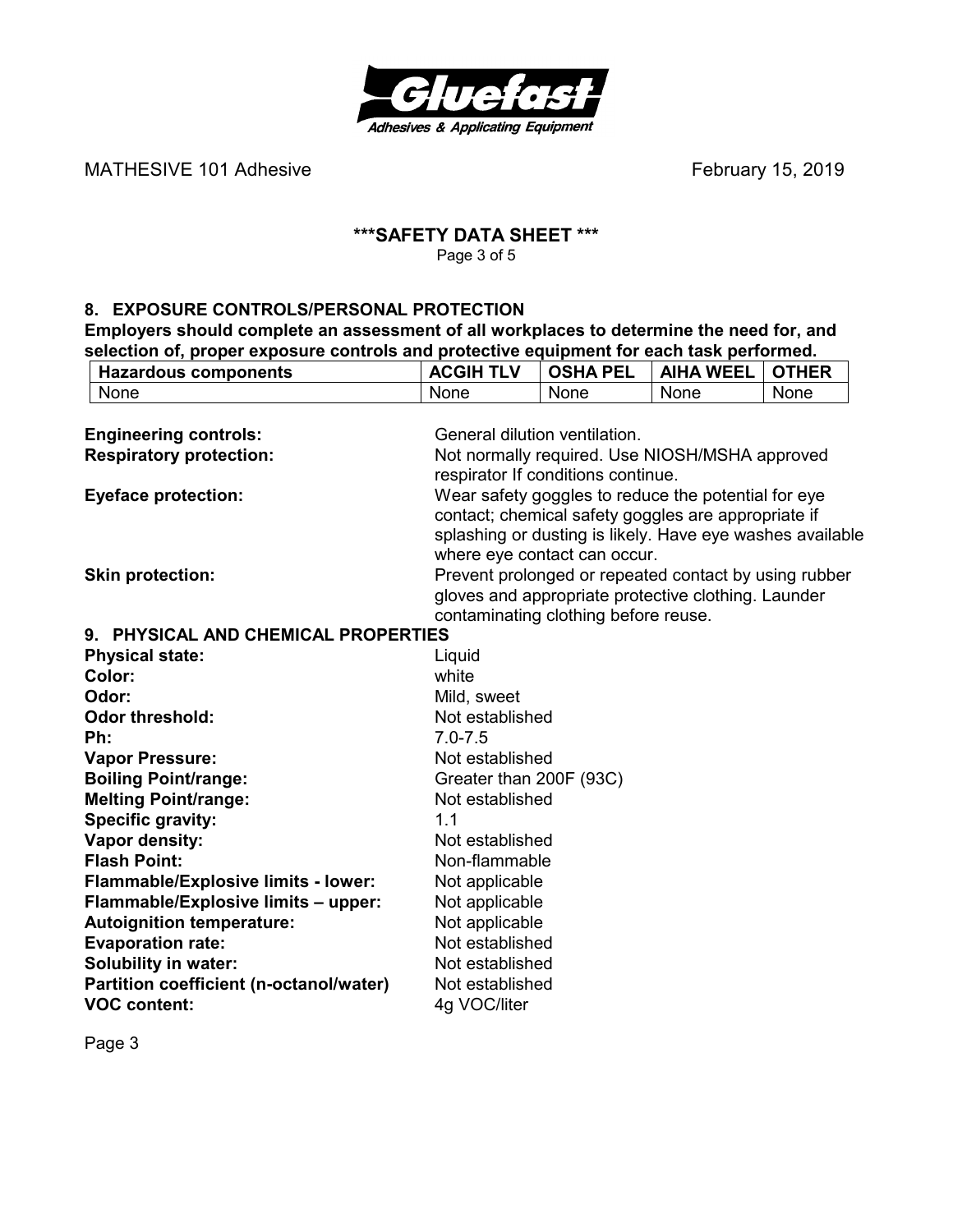MATHESIVE 101 Adhesive February 15, 2019

## ***SAFETY DATA SHEET ***

## 8. EXPOSURE CONTROLS/PERSONAL PROTECTION

**Employers should complete an assessment of all workplaces to determine the need for, and selection of, proper exposure controls and protective equipment for each task performed.**

| Hazardous components | ACGIH TLV | OSHA PEL | AIHA WEEL | OTHER |
|---|---|---|---|---|
| None | None | None | None | None |

**Engineering controls:** General dilution ventilation.

**Respiratory protection:** Not normally required. Use NIOSH/MSHA approved respirator If conditions continue.

**Eyeface protection:** Wear safety goggles to reduce the potential for eye contact; chemical safety goggles are appropriate if splashing or dusting is likely. Have eye washes available where eye contact can occur.

**Skin protection:** Prevent prolonged or repeated contact by using rubber gloves and appropriate protective clothing. Launder contaminating clothing before reuse.

## 9. PHYSICAL AND CHEMICAL PROPERTIES

**Physical state:** Liquid
**Color:** white
**Odor:** Mild, sweet
**Odor threshold:** Not established
**Ph:** 7.0-7.5
**Vapor Pressure:** Not established
**Boiling Point/range:** Greater than 200F (93C)
**Melting Point/range:** Not established
**Specific gravity:** 1.1
**Vapor density:** Not established
**Flash Point:** Non-flammable
**Flammable/Explosive limits - lower:** Not applicable
**Flammable/Explosive limits – upper:** Not applicable
**Autoignition temperature:** Not applicable
**Evaporation rate:** Not established
**Solubility in water:** Not established
**Partition coefficient (n-octanol/water)** Not established
**VOC content:** 4g VOC/liter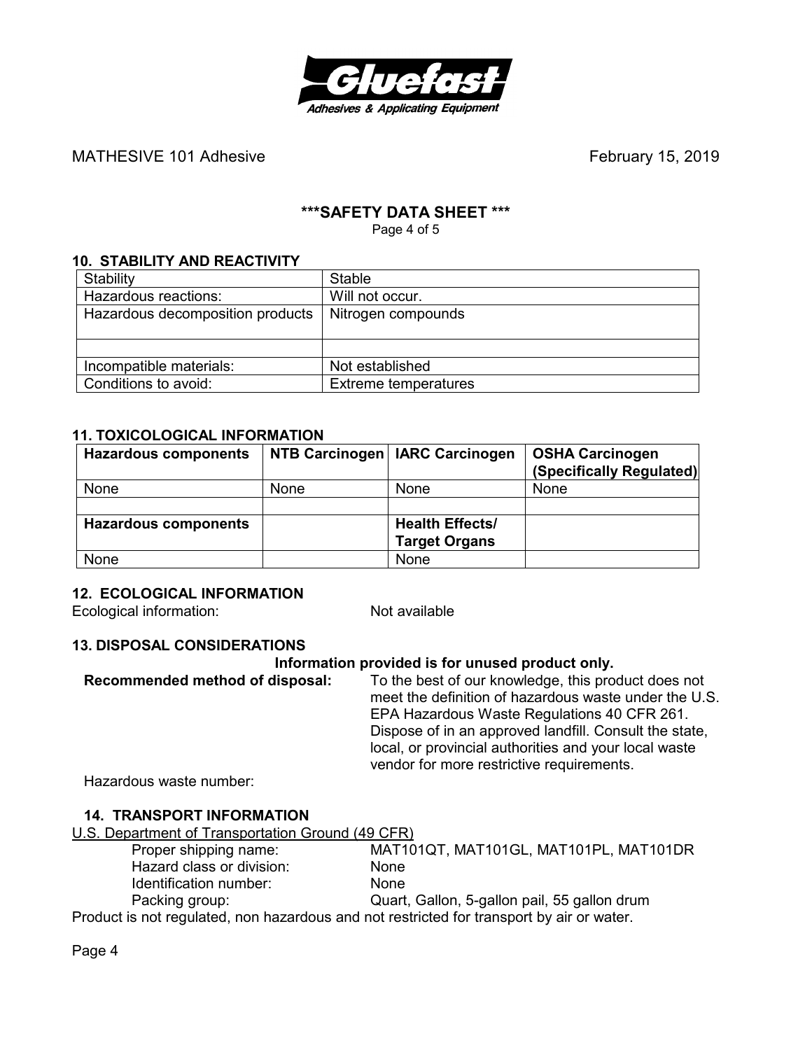MATHESIVE 101 Adhesive February 15, 2019

**\*\*\*SAFETY DATA SHEET \*\*\***

### 10. STABILITY AND REACTIVITY

| Stability | Stable |
|---|---|
| Hazardous reactions: | Will not occur. |
| Hazardous decomposition products | Nitrogen compounds |
| | |
| Incompatible materials: | Not established |
| Conditions to avoid: | Extreme temperatures |

### 11. TOXICOLOGICAL INFORMATION

| **Hazardous components** | **NTB Carcinogen** | **IARC Carcinogen** | **OSHA Carcinogen (Specifically Regulated)** |
|---|---|---|---|
| None | None | None | None |
| | | | |
| **Hazardous components** | | **Health Effects/ Target Organs** | |
| None | | None | |

### 12. ECOLOGICAL INFORMATION

Ecological information: Not available

### 13. DISPOSAL CONSIDERATIONS

**Information provided is for unused product only.**

**Recommended method of disposal:** To the best of our knowledge, this product does not meet the definition of hazardous waste under the U.S. EPA Hazardous Waste Regulations 40 CFR 261. Dispose of in an approved landfill. Consult the state, local, or provincial authorities and your local waste vendor for more restrictive requirements.

Hazardous waste number:

### 14. TRANSPORT INFORMATION

U.S. Department of Transportation Ground (49 CFR)

Proper shipping name: MAT101QT, MAT101GL, MAT101PL, MAT101DR
Hazard class or division: None
Identification number: None
Packing group: Quart, Gallon, 5-gallon pail, 55 gallon drum

Product is not regulated, non hazardous and not restricted for transport by air or water.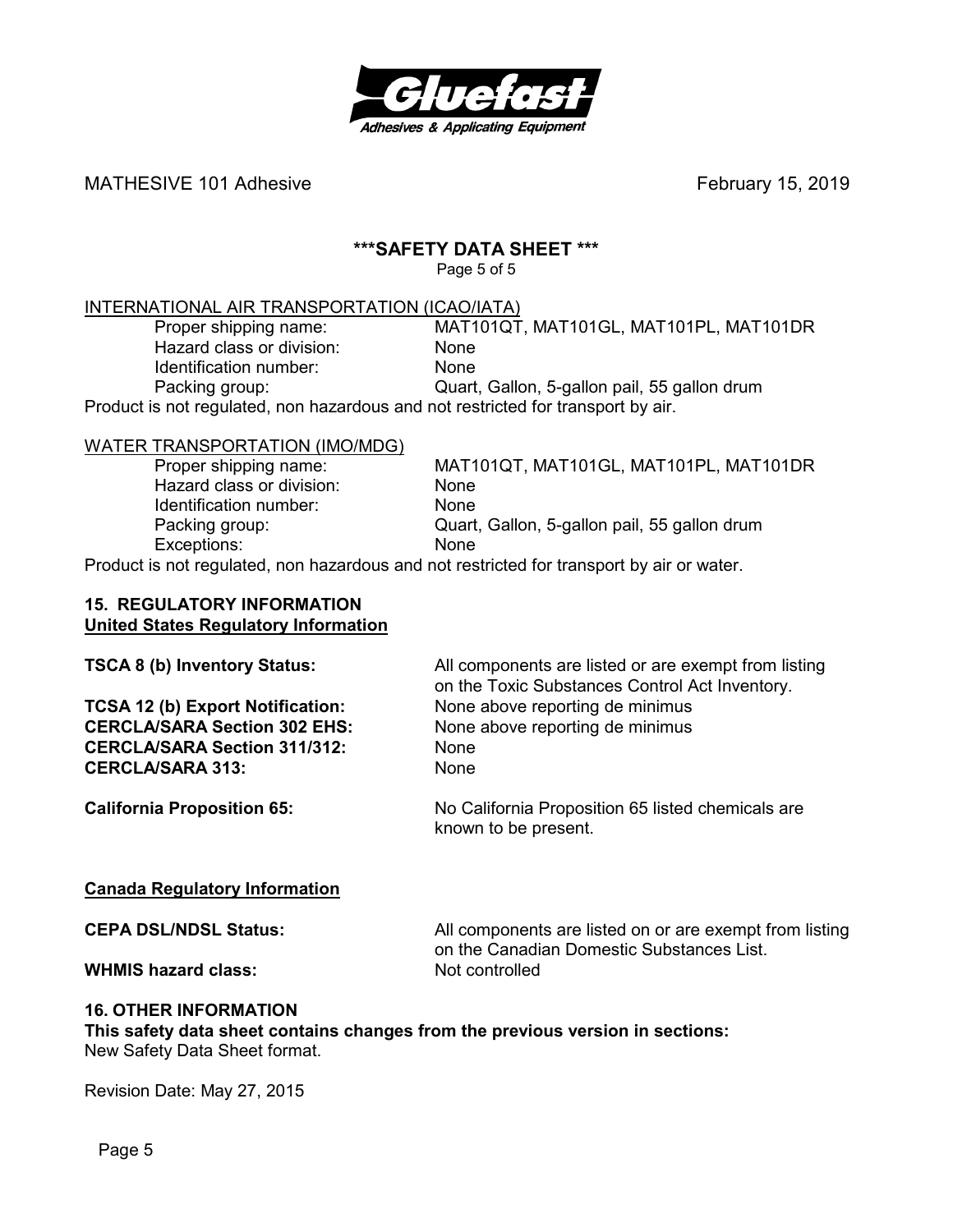#### INTERNATIONAL AIR TRANSPORTATION (ICAO/IATA)

| | |
|---|---|
| Proper shipping name: | MAT101QT, MAT101GL, MAT101PL, MAT101DR |
| Hazard class or division: | None |
| Identification number: | None |
| Packing group: | Quart, Gallon, 5-gallon pail, 55 gallon drum |

Product is not regulated, non hazardous and not restricted for transport by air.

#### WATER TRANSPORTATION (IMO/MDG)

| | |
|---|---|
| Proper shipping name: | MAT101QT, MAT101GL, MAT101PL, MAT101DR |
| Hazard class or division: | None |
| Identification number: | None |
| Packing group: | Quart, Gallon, 5-gallon pail, 55 gallon drum |
| Exceptions: | None |

Product is not regulated, non hazardous and not restricted for transport by air or water.

## 15. REGULATORY INFORMATION

### United States Regulatory Information

| | |
|---|---|
| **TSCA 8 (b) Inventory Status:** | All components are listed or are exempt from listing on the Toxic Substances Control Act Inventory. |
| **TCSA 12 (b) Export Notification:** | None above reporting de minimus |
| **CERCLA/SARA Section 302 EHS:** | None above reporting de minimus |
| **CERCLA/SARA Section 311/312:** | None |
| **CERCLA/SARA 313:** | None |
| **California Proposition 65:** | No California Proposition 65 listed chemicals are known to be present. |

### Canada Regulatory Information

| | |
|---|---|
| **CEPA DSL/NDSL Status:** | All components are listed on or are exempt from listing on the Canadian Domestic Substances List. |
| **WHMIS hazard class:** | Not controlled |

## 16. OTHER INFORMATION

**This safety data sheet contains changes from the previous version in sections:**
New Safety Data Sheet format.

Revision Date: May 27, 2015